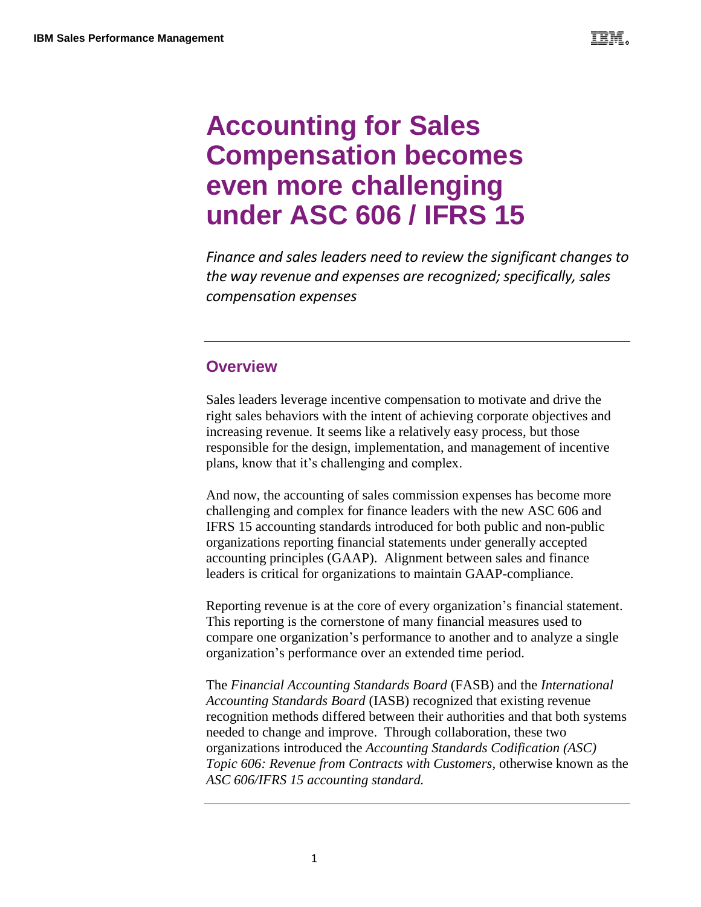# Accounting for Sales Compensation becomes even more challenging under ASC 606 / IFRS 15

*Finance and sales leaders need to review the significant changes to the way revenue and expenses are recognized; specifically, sales compensation expenses*

---

## Overview

Sales leaders leverage incentive compensation to motivate and drive the right sales behaviors with the intent of achieving corporate objectives and increasing revenue. It seems like a relatively easy process, but those responsible for the design, implementation, and management of incentive plans, know that it's challenging and complex.

And now, the accounting of sales commission expenses has become more challenging and complex for finance leaders with the new ASC 606 and IFRS 15 accounting standards introduced for both public and non-public organizations reporting financial statements under generally accepted accounting principles (GAAP). Alignment between sales and finance leaders is critical for organizations to maintain GAAP-compliance.

Reporting revenue is at the core of every organization's financial statement. This reporting is the cornerstone of many financial measures used to compare one organization's performance to another and to analyze a single organization's performance over an extended time period.

The *Financial Accounting Standards Board* (FASB) and the *International Accounting Standards Board* (IASB) recognized that existing revenue recognition methods differed between their authorities and that both systems needed to change and improve. Through collaboration, these two organizations introduced the *Accounting Standards Codification (ASC) Topic 606: Revenue from Contracts with Customers*, otherwise known as the *ASC 606/IFRS 15 accounting standard.*

---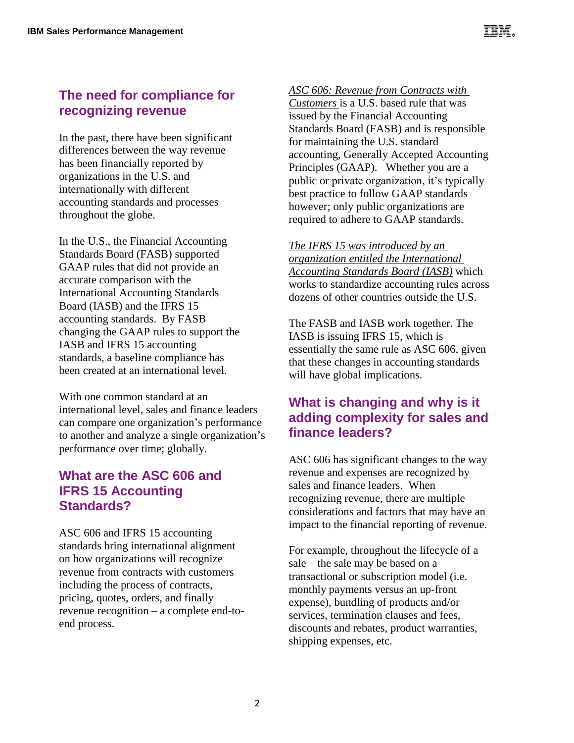## The need for compliance for recognizing revenue

In the past, there have been significant differences between the way revenue has been financially reported by organizations in the U.S. and internationally with different accounting standards and processes throughout the globe.

In the U.S., the Financial Accounting Standards Board (FASB) supported GAAP rules that did not provide an accurate comparison with the International Accounting Standards Board (IASB) and the IFRS 15 accounting standards. By FASB changing the GAAP rules to support the IASB and IFRS 15 accounting standards, a baseline compliance has been created at an international level.

With one common standard at an international level, sales and finance leaders can compare one organization's performance to another and analyze a single organization's performance over time; globally.

## What are the ASC 606 and IFRS 15 Accounting Standards?

ASC 606 and IFRS 15 accounting standards bring international alignment on how organizations will recognize revenue from contracts with customers including the process of contracts, pricing, quotes, orders, and finally revenue recognition – a complete end-to-end process.

*ASC 606: Revenue from Contracts with Customers* is a U.S. based rule that was issued by the Financial Accounting Standards Board (FASB) and is responsible for maintaining the U.S. standard accounting, Generally Accepted Accounting Principles (GAAP). Whether you are a public or private organization, it's typically best practice to follow GAAP standards however; only public organizations are required to adhere to GAAP standards.

*The IFRS 15 was introduced by an organization entitled the International Accounting Standards Board (IASB)* which works to standardize accounting rules across dozens of other countries outside the U.S.

The FASB and IASB work together. The IASB is issuing IFRS 15, which is essentially the same rule as ASC 606, given that these changes in accounting standards will have global implications.

## What is changing and why is it adding complexity for sales and finance leaders?

ASC 606 has significant changes to the way revenue and expenses are recognized by sales and finance leaders. When recognizing revenue, there are multiple considerations and factors that may have an impact to the financial reporting of revenue.

For example, throughout the lifecycle of a sale – the sale may be based on a transactional or subscription model (i.e. monthly payments versus an up-front expense), bundling of products and/or services, termination clauses and fees, discounts and rebates, product warranties, shipping expenses, etc.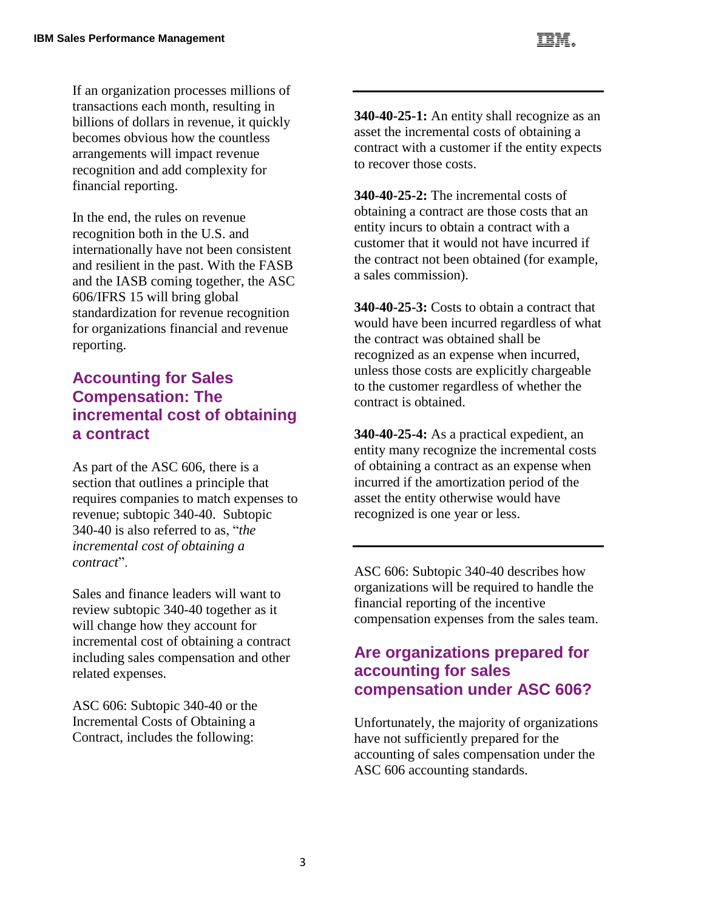If an organization processes millions of transactions each month, resulting in billions of dollars in revenue, it quickly becomes obvious how the countless arrangements will impact revenue recognition and add complexity for financial reporting.

In the end, the rules on revenue recognition both in the U.S. and internationally have not been consistent and resilient in the past. With the FASB and the IASB coming together, the ASC 606/IFRS 15 will bring global standardization for revenue recognition for organizations financial and revenue reporting.

## Accounting for Sales Compensation: The incremental cost of obtaining a contract

As part of the ASC 606, there is a section that outlines a principle that requires companies to match expenses to revenue; subtopic 340-40. Subtopic 340-40 is also referred to as, "*the incremental cost of obtaining a contract*".

Sales and finance leaders will want to review subtopic 340-40 together as it will change how they account for incremental cost of obtaining a contract including sales compensation and other related expenses.

ASC 606: Subtopic 340-40 or the Incremental Costs of Obtaining a Contract, includes the following:

---

**340-40-25-1:** An entity shall recognize as an asset the incremental costs of obtaining a contract with a customer if the entity expects to recover those costs.

**340-40-25-2:** The incremental costs of obtaining a contract are those costs that an entity incurs to obtain a contract with a customer that it would not have incurred if the contract not been obtained (for example, a sales commission).

**340-40-25-3:** Costs to obtain a contract that would have been incurred regardless of what the contract was obtained shall be recognized as an expense when incurred, unless those costs are explicitly chargeable to the customer regardless of whether the contract is obtained.

**340-40-25-4:** As a practical expedient, an entity many recognize the incremental costs of obtaining a contract as an expense when incurred if the amortization period of the asset the entity otherwise would have recognized is one year or less.

---

ASC 606: Subtopic 340-40 describes how organizations will be required to handle the financial reporting of the incentive compensation expenses from the sales team.

## Are organizations prepared for accounting for sales compensation under ASC 606?

Unfortunately, the majority of organizations have not sufficiently prepared for the accounting of sales compensation under the ASC 606 accounting standards.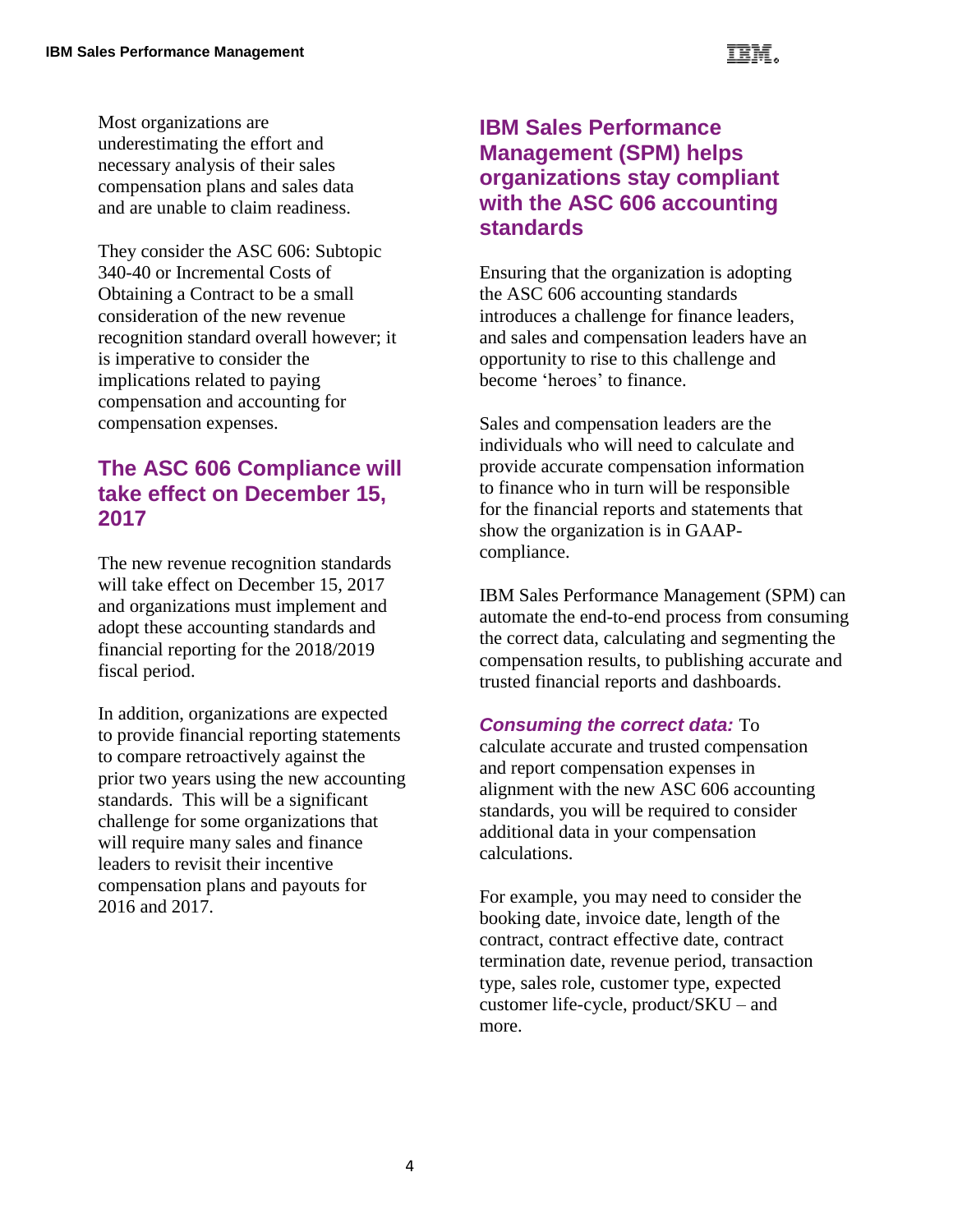Most organizations are underestimating the effort and necessary analysis of their sales compensation plans and sales data and are unable to claim readiness.

They consider the ASC 606: Subtopic 340-40 or Incremental Costs of Obtaining a Contract to be a small consideration of the new revenue recognition standard overall however; it is imperative to consider the implications related to paying compensation and accounting for compensation expenses.

## The ASC 606 Compliance will take effect on December 15, 2017

The new revenue recognition standards will take effect on December 15, 2017 and organizations must implement and adopt these accounting standards and financial reporting for the 2018/2019 fiscal period.

In addition, organizations are expected to provide financial reporting statements to compare retroactively against the prior two years using the new accounting standards. This will be a significant challenge for some organizations that will require many sales and finance leaders to revisit their incentive compensation plans and payouts for 2016 and 2017.

## IBM Sales Performance Management (SPM) helps organizations stay compliant with the ASC 606 accounting standards

Ensuring that the organization is adopting the ASC 606 accounting standards introduces a challenge for finance leaders, and sales and compensation leaders have an opportunity to rise to this challenge and become 'heroes' to finance.

Sales and compensation leaders are the individuals who will need to calculate and provide accurate compensation information to finance who in turn will be responsible for the financial reports and statements that show the organization is in GAAP-compliance.

IBM Sales Performance Management (SPM) can automate the end-to-end process from consuming the correct data, calculating and segmenting the compensation results, to publishing accurate and trusted financial reports and dashboards.

***Consuming the correct data:*** To calculate accurate and trusted compensation and report compensation expenses in alignment with the new ASC 606 accounting standards, you will be required to consider additional data in your compensation calculations.

For example, you may need to consider the booking date, invoice date, length of the contract, contract effective date, contract termination date, revenue period, transaction type, sales role, customer type, expected customer life-cycle, product/SKU – and more.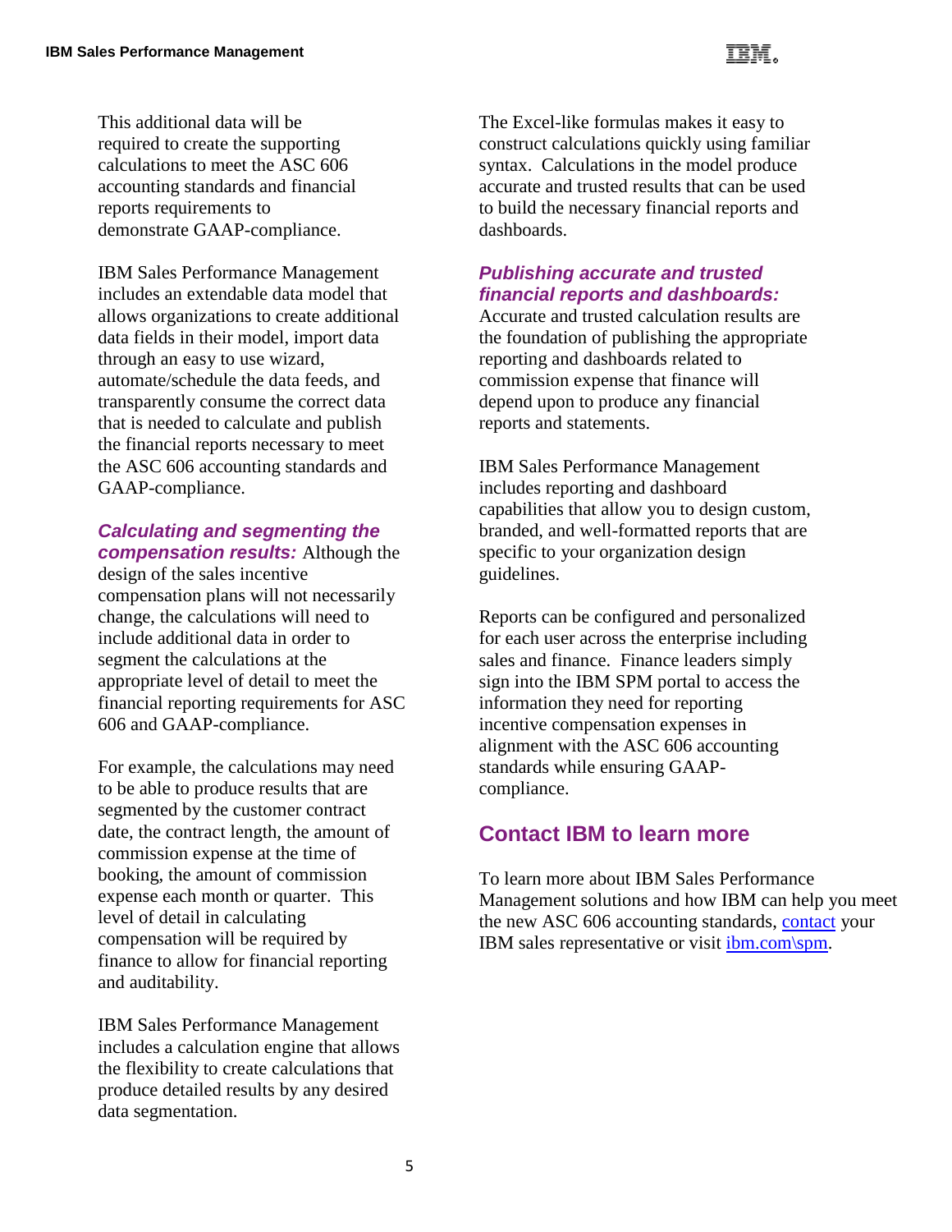This additional data will be required to create the supporting calculations to meet the ASC 606 accounting standards and financial reports requirements to demonstrate GAAP-compliance.

IBM Sales Performance Management includes an extendable data model that allows organizations to create additional data fields in their model, import data through an easy to use wizard, automate/schedule the data feeds, and transparently consume the correct data that is needed to calculate and publish the financial reports necessary to meet the ASC 606 accounting standards and GAAP-compliance.

***Calculating and segmenting the compensation results:*** Although the design of the sales incentive compensation plans will not necessarily change, the calculations will need to include additional data in order to segment the calculations at the appropriate level of detail to meet the financial reporting requirements for ASC 606 and GAAP-compliance.

For example, the calculations may need to be able to produce results that are segmented by the customer contract date, the contract length, the amount of commission expense at the time of booking, the amount of commission expense each month or quarter. This level of detail in calculating compensation will be required by finance to allow for financial reporting and auditability.

IBM Sales Performance Management includes a calculation engine that allows the flexibility to create calculations that produce detailed results by any desired data segmentation.

The Excel-like formulas makes it easy to construct calculations quickly using familiar syntax. Calculations in the model produce accurate and trusted results that can be used to build the necessary financial reports and dashboards.

***Publishing accurate and trusted financial reports and dashboards:***
Accurate and trusted calculation results are the foundation of publishing the appropriate reporting and dashboards related to commission expense that finance will depend upon to produce any financial reports and statements.

IBM Sales Performance Management includes reporting and dashboard capabilities that allow you to design custom, branded, and well-formatted reports that are specific to your organization design guidelines.

Reports can be configured and personalized for each user across the enterprise including sales and finance. Finance leaders simply sign into the IBM SPM portal to access the information they need for reporting incentive compensation expenses in alignment with the ASC 606 accounting standards while ensuring GAAP-compliance.

## Contact IBM to learn more

To learn more about IBM Sales Performance Management solutions and how IBM can help you meet the new ASC 606 accounting standards, contact your IBM sales representative or visit ibm.com\spm.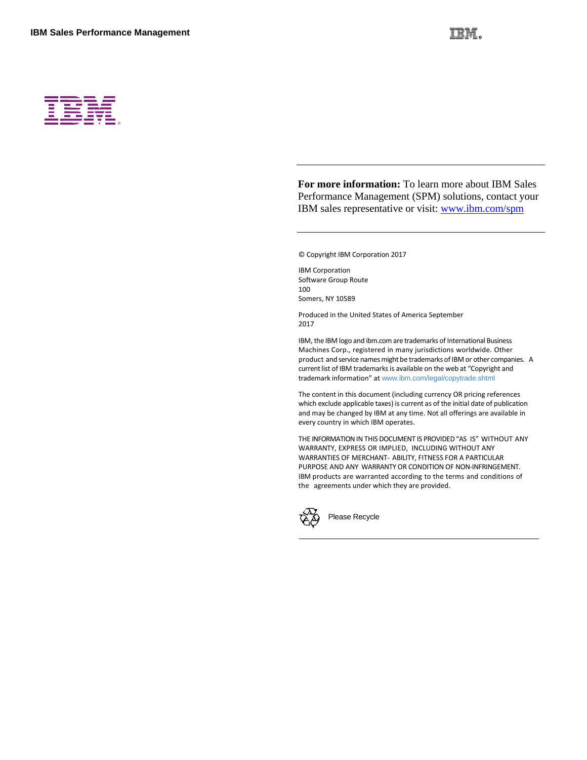**For more information:** To learn more about IBM Sales Performance Management (SPM) solutions, contact your IBM sales representative or visit: [www.ibm.com/spm](http://www.ibm.com/spm)

© Copyright IBM Corporation 2017

IBM Corporation
Software Group Route
100
Somers, NY 10589

Produced in the United States of America September
2017

IBM, the IBM logo and ibm.com are trademarks of International Business Machines Corp., registered in many jurisdictions worldwide. Other product and service names might be trademarks of IBM or other companies. A current list of IBM trademarks is available on the web at "Copyright and trademark information" at www.ibm.com/legal/copytrade.shtml

The content in this document (including currency OR pricing references which exclude applicable taxes) is current as of the initial date of publication and may be changed by IBM at any time. Not all offerings are available in every country in which IBM operates.

THE INFORMATION IN THIS DOCUMENT IS PROVIDED "AS IS" WITHOUT ANY WARRANTY, EXPRESS OR IMPLIED, INCLUDING WITHOUT ANY WARRANTIES OF MERCHANT- ABILITY, FITNESS FOR A PARTICULAR PURPOSE AND ANY WARRANTY OR CONDITION OF NON-INFRINGEMENT. IBM products are warranted according to the terms and conditions of the agreements under which they are provided.

Please Recycle